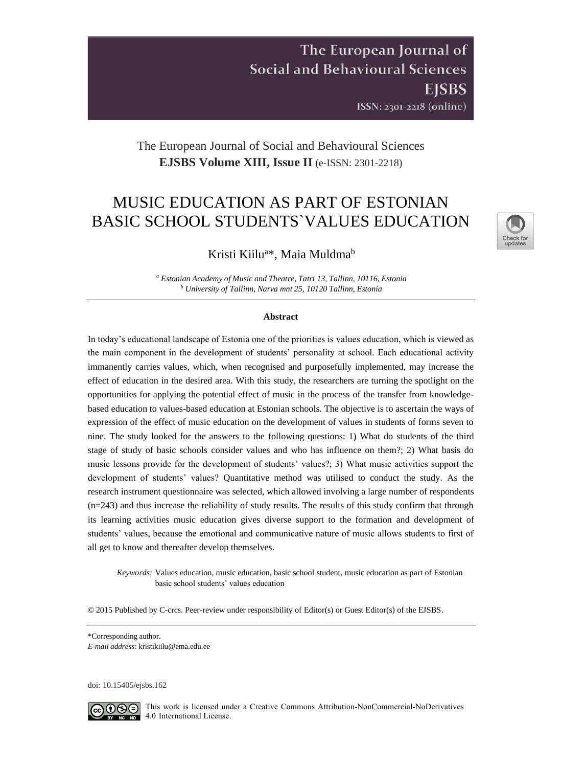The European Journal of Social and Behavioural Sciences
**EJSBS Volume XIII, Issue II** (e-ISSN: 2301-2218)

# MUSIC EDUCATION AS PART OF ESTONIAN BASIC SCHOOL STUDENTS`VALUES EDUCATION

Kristi Kiilu[a]*, Maia Muldma[b]

*[a] Estonian Academy of Music and Theatre, Tatri 13, Tallinn, 10116, Estonia*
*[b] University of Tallinn, Narva mnt 25, 10120 Tallinn, Estonia*

---

**Abstract**

In today's educational landscape of Estonia one of the priorities is values education, which is viewed as the main component in the development of students' personality at school. Each educational activity immanently carries values, which, when recognised and purposefully implemented, may increase the effect of education in the desired area. With this study, the researchers are turning the spotlight on the opportunities for applying the potential effect of music in the process of the transfer from knowledge-based education to values-based education at Estonian schools. The objective is to ascertain the ways of expression of the effect of music education on the development of values in students of forms seven to nine. The study looked for the answers to the following questions: 1) What do students of the third stage of study of basic schools consider values and who has influence on them?; 2) What basis do music lessons provide for the development of students' values?; 3) What music activities support the development of students' values? Quantitative method was utilised to conduct the study. As the research instrument questionnaire was selected, which allowed involving a large number of respondents (n=243) and thus increase the reliability of study results. The results of this study confirm that through its learning activities music education gives diverse support to the formation and development of students' values, because the emotional and communicative nature of music allows students to first of all get to know and thereafter develop themselves.

*Keywords:* Values education, music education, basic school student, music education as part of Estonian basic school students' values education

© 2015 Published by C-crcs. Peer-review under responsibility of Editor(s) or Guest Editor(s) of the EJSBS.

---

*Corresponding author.
*E-mail address*: kristikiilu@ema.edu.ee

doi: 10.15405/ejsbs.162

This work is licensed under a Creative Commons Attribution-NonCommercial-NoDerivatives 4.0 International License.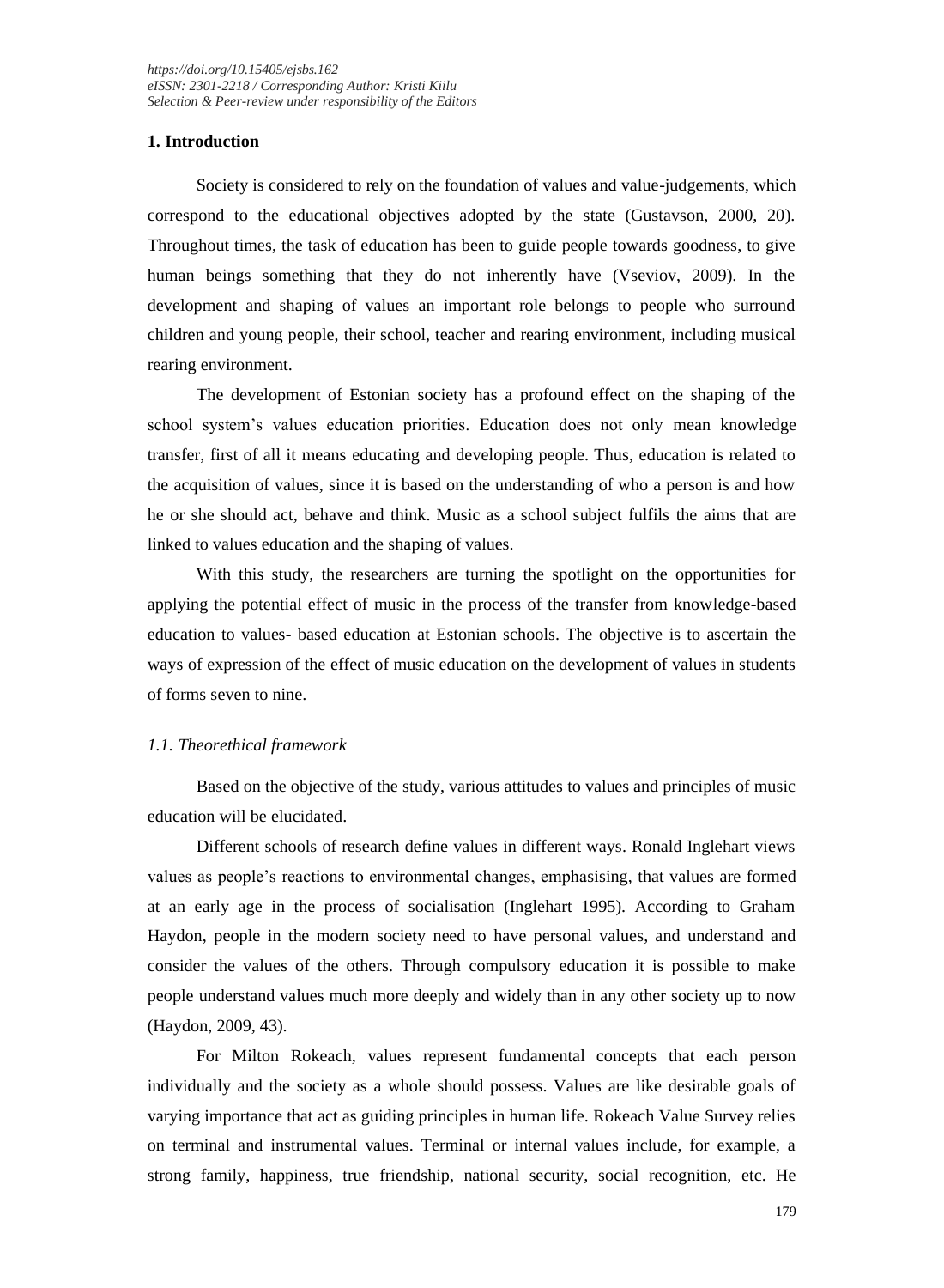## 1. Introduction

Society is considered to rely on the foundation of values and value-judgements, which correspond to the educational objectives adopted by the state (Gustavson, 2000, 20). Throughout times, the task of education has been to guide people towards goodness, to give human beings something that they do not inherently have (Vseviov, 2009). In the development and shaping of values an important role belongs to people who surround children and young people, their school, teacher and rearing environment, including musical rearing environment.

The development of Estonian society has a profound effect on the shaping of the school system's values education priorities. Education does not only mean knowledge transfer, first of all it means educating and developing people. Thus, education is related to the acquisition of values, since it is based on the understanding of who a person is and how he or she should act, behave and think. Music as a school subject fulfils the aims that are linked to values education and the shaping of values.

With this study, the researchers are turning the spotlight on the opportunities for applying the potential effect of music in the process of the transfer from knowledge-based education to values- based education at Estonian schools. The objective is to ascertain the ways of expression of the effect of music education on the development of values in students of forms seven to nine.

### *1.1. Theorethical framework*

Based on the objective of the study, various attitudes to values and principles of music education will be elucidated.

Different schools of research define values in different ways. Ronald Inglehart views values as people's reactions to environmental changes, emphasising, that values are formed at an early age in the process of socialisation (Inglehart 1995). According to Graham Haydon, people in the modern society need to have personal values, and understand and consider the values of the others. Through compulsory education it is possible to make people understand values much more deeply and widely than in any other society up to now (Haydon, 2009, 43).

For Milton Rokeach, values represent fundamental concepts that each person individually and the society as a whole should possess. Values are like desirable goals of varying importance that act as guiding principles in human life. Rokeach Value Survey relies on terminal and instrumental values. Terminal or internal values include, for example, a strong family, happiness, true friendship, national security, social recognition, etc. He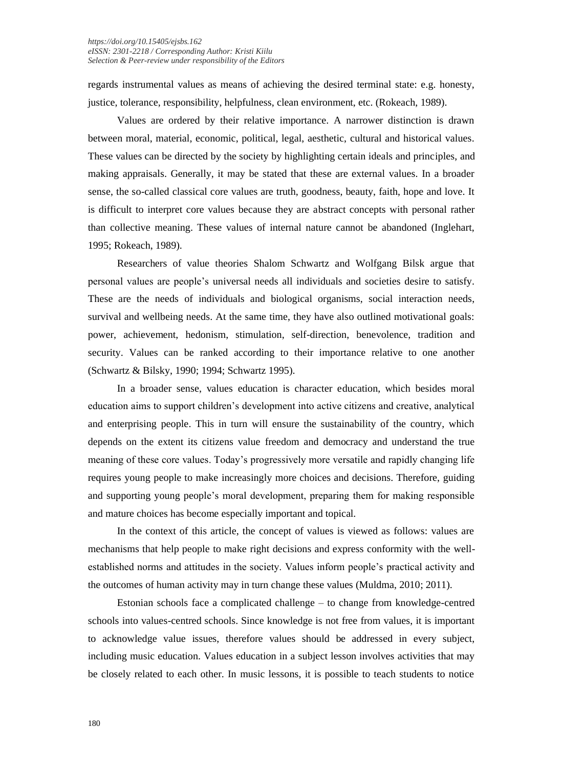regards instrumental values as means of achieving the desired terminal state: e.g. honesty, justice, tolerance, responsibility, helpfulness, clean environment, etc. (Rokeach, 1989).

Values are ordered by their relative importance. A narrower distinction is drawn between moral, material, economic, political, legal, aesthetic, cultural and historical values. These values can be directed by the society by highlighting certain ideals and principles, and making appraisals. Generally, it may be stated that these are external values. In a broader sense, the so-called classical core values are truth, goodness, beauty, faith, hope and love. It is difficult to interpret core values because they are abstract concepts with personal rather than collective meaning. These values of internal nature cannot be abandoned (Inglehart, 1995; Rokeach, 1989).

Researchers of value theories Shalom Schwartz and Wolfgang Bilsk argue that personal values are people's universal needs all individuals and societies desire to satisfy. These are the needs of individuals and biological organisms, social interaction needs, survival and wellbeing needs. At the same time, they have also outlined motivational goals: power, achievement, hedonism, stimulation, self-direction, benevolence, tradition and security. Values can be ranked according to their importance relative to one another (Schwartz & Bilsky, 1990; 1994; Schwartz 1995).

In a broader sense, values education is character education, which besides moral education aims to support children's development into active citizens and creative, analytical and enterprising people. This in turn will ensure the sustainability of the country, which depends on the extent its citizens value freedom and democracy and understand the true meaning of these core values. Today's progressively more versatile and rapidly changing life requires young people to make increasingly more choices and decisions. Therefore, guiding and supporting young people's moral development, preparing them for making responsible and mature choices has become especially important and topical.

In the context of this article, the concept of values is viewed as follows: values are mechanisms that help people to make right decisions and express conformity with the well-established norms and attitudes in the society. Values inform people's practical activity and the outcomes of human activity may in turn change these values (Muldma, 2010; 2011).

Estonian schools face a complicated challenge – to change from knowledge-centred schools into values-centred schools. Since knowledge is not free from values, it is important to acknowledge value issues, therefore values should be addressed in every subject, including music education. Values education in a subject lesson involves activities that may be closely related to each other. In music lessons, it is possible to teach students to notice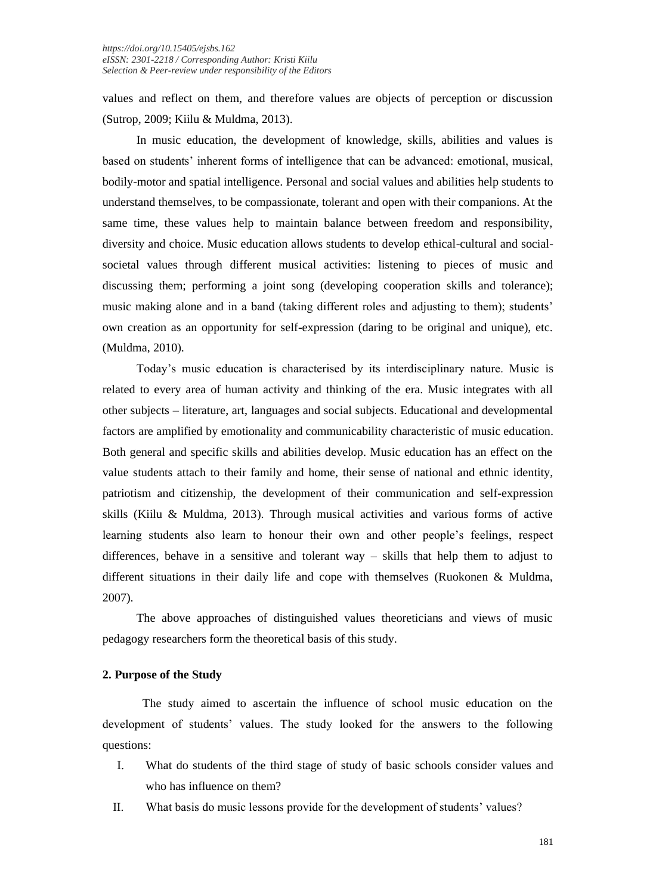values and reflect on them, and therefore values are objects of perception or discussion (Sutrop, 2009; Kiilu & Muldma, 2013).

In music education, the development of knowledge, skills, abilities and values is based on students' inherent forms of intelligence that can be advanced: emotional, musical, bodily-motor and spatial intelligence. Personal and social values and abilities help students to understand themselves, to be compassionate, tolerant and open with their companions. At the same time, these values help to maintain balance between freedom and responsibility, diversity and choice. Music education allows students to develop ethical-cultural and social-societal values through different musical activities: listening to pieces of music and discussing them; performing a joint song (developing cooperation skills and tolerance); music making alone and in a band (taking different roles and adjusting to them); students' own creation as an opportunity for self-expression (daring to be original and unique), etc. (Muldma, 2010).

Today's music education is characterised by its interdisciplinary nature. Music is related to every area of human activity and thinking of the era. Music integrates with all other subjects – literature, art, languages and social subjects. Educational and developmental factors are amplified by emotionality and communicability characteristic of music education. Both general and specific skills and abilities develop. Music education has an effect on the value students attach to their family and home, their sense of national and ethnic identity, patriotism and citizenship, the development of their communication and self-expression skills (Kiilu & Muldma, 2013). Through musical activities and various forms of active learning students also learn to honour their own and other people's feelings, respect differences, behave in a sensitive and tolerant way – skills that help them to adjust to different situations in their daily life and cope with themselves (Ruokonen & Muldma, 2007).

The above approaches of distinguished values theoreticians and views of music pedagogy researchers form the theoretical basis of this study.

## 2. Purpose of the Study

The study aimed to ascertain the influence of school music education on the development of students' values. The study looked for the answers to the following questions:

I. What do students of the third stage of study of basic schools consider values and who has influence on them?

II. What basis do music lessons provide for the development of students' values?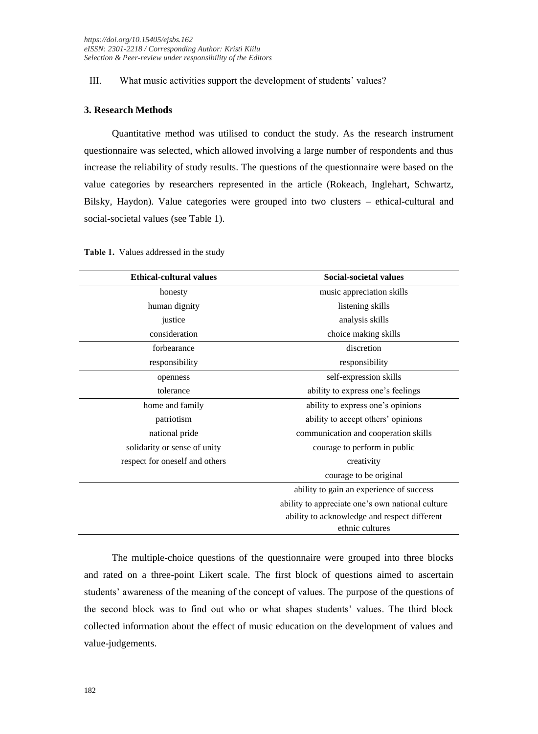III. What music activities support the development of students' values?

## 3. Research Methods

Quantitative method was utilised to conduct the study. As the research instrument questionnaire was selected, which allowed involving a large number of respondents and thus increase the reliability of study results. The questions of the questionnaire were based on the value categories by researchers represented in the article (Rokeach, Inglehart, Schwartz, Bilsky, Haydon). Value categories were grouped into two clusters – ethical-cultural and social-societal values (see Table 1).

**Table 1.** Values addressed in the study

| Ethical-cultural values | Social-societal values |
|---|---|
| honesty | music appreciation skills |
| human dignity | listening skills |
| justice | analysis skills |
| consideration | choice making skills |
| forbearance | discretion |
| responsibility | responsibility |
| openness | self-expression skills |
| tolerance | ability to express one's feelings |
| home and family | ability to express one's opinions |
| patriotism | ability to accept others' opinions |
| national pride | communication and cooperation skills |
| solidarity or sense of unity | courage to perform in public |
| respect for oneself and others | creativity |
| | courage to be original |
| | ability to gain an experience of success |
| | ability to appreciate one's own national culture |
| | ability to acknowledge and respect different ethnic cultures |

The multiple-choice questions of the questionnaire were grouped into three blocks and rated on a three-point Likert scale. The first block of questions aimed to ascertain students' awareness of the meaning of the concept of values. The purpose of the questions of the second block was to find out who or what shapes students' values. The third block collected information about the effect of music education on the development of values and value-judgements.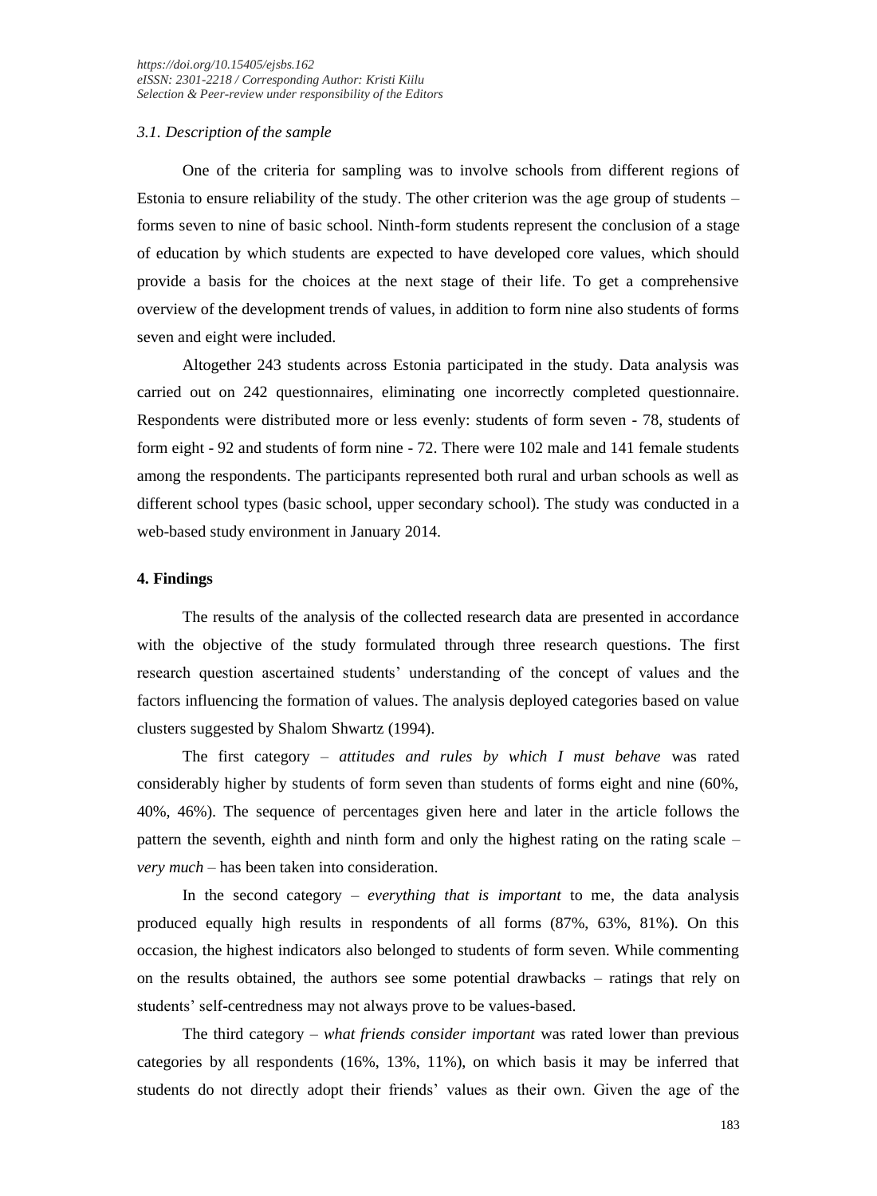### 3.1. Description of the sample

One of the criteria for sampling was to involve schools from different regions of Estonia to ensure reliability of the study. The other criterion was the age group of students – forms seven to nine of basic school. Ninth-form students represent the conclusion of a stage of education by which students are expected to have developed core values, which should provide a basis for the choices at the next stage of their life. To get a comprehensive overview of the development trends of values, in addition to form nine also students of forms seven and eight were included.

Altogether 243 students across Estonia participated in the study. Data analysis was carried out on 242 questionnaires, eliminating one incorrectly completed questionnaire. Respondents were distributed more or less evenly: students of form seven - 78, students of form eight - 92 and students of form nine - 72. There were 102 male and 141 female students among the respondents. The participants represented both rural and urban schools as well as different school types (basic school, upper secondary school). The study was conducted in a web-based study environment in January 2014.

## 4. Findings

The results of the analysis of the collected research data are presented in accordance with the objective of the study formulated through three research questions. The first research question ascertained students' understanding of the concept of values and the factors influencing the formation of values. The analysis deployed categories based on value clusters suggested by Shalom Shwartz (1994).

The first category – *attitudes and rules by which I must behave* was rated considerably higher by students of form seven than students of forms eight and nine (60%, 40%, 46%). The sequence of percentages given here and later in the article follows the pattern the seventh, eighth and ninth form and only the highest rating on the rating scale – *very much* – has been taken into consideration.

In the second category – *everything that is important* to me, the data analysis produced equally high results in respondents of all forms (87%, 63%, 81%). On this occasion, the highest indicators also belonged to students of form seven. While commenting on the results obtained, the authors see some potential drawbacks – ratings that rely on students' self-centredness may not always prove to be values-based.

The third category – *what friends consider important* was rated lower than previous categories by all respondents (16%, 13%, 11%), on which basis it may be inferred that students do not directly adopt their friends' values as their own. Given the age of the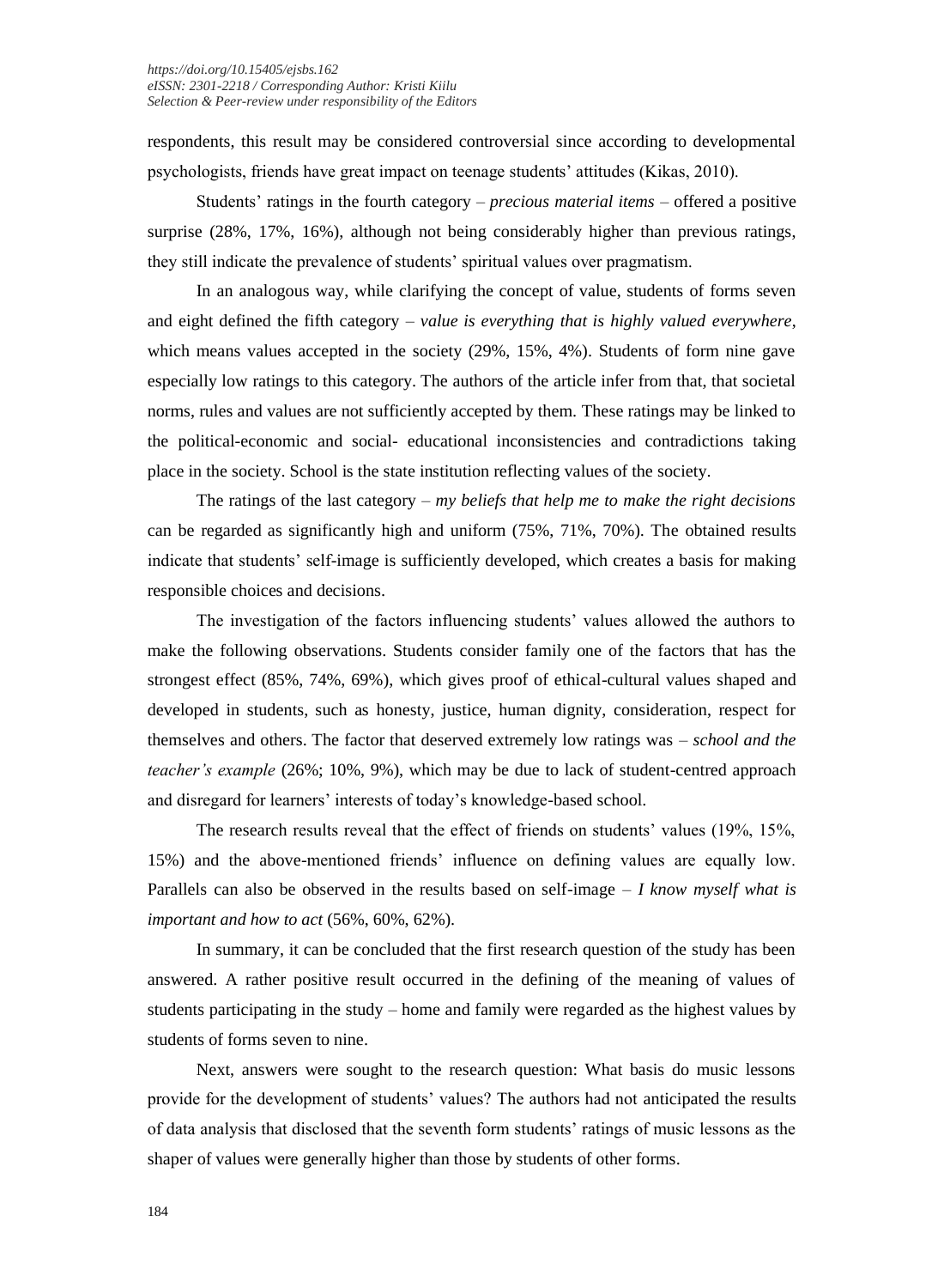respondents, this result may be considered controversial since according to developmental psychologists, friends have great impact on teenage students' attitudes (Kikas, 2010).

Students' ratings in the fourth category – *precious material items* – offered a positive surprise (28%, 17%, 16%), although not being considerably higher than previous ratings, they still indicate the prevalence of students' spiritual values over pragmatism.

In an analogous way, while clarifying the concept of value, students of forms seven and eight defined the fifth category – *value is everything that is highly valued everywhere*, which means values accepted in the society (29%, 15%, 4%). Students of form nine gave especially low ratings to this category. The authors of the article infer from that, that societal norms, rules and values are not sufficiently accepted by them. These ratings may be linked to the political-economic and social- educational inconsistencies and contradictions taking place in the society. School is the state institution reflecting values of the society.

The ratings of the last category – *my beliefs that help me to make the right decisions* can be regarded as significantly high and uniform (75%, 71%, 70%). The obtained results indicate that students' self-image is sufficiently developed, which creates a basis for making responsible choices and decisions.

The investigation of the factors influencing students' values allowed the authors to make the following observations. Students consider family one of the factors that has the strongest effect (85%, 74%, 69%), which gives proof of ethical-cultural values shaped and developed in students, such as honesty, justice, human dignity, consideration, respect for themselves and others. The factor that deserved extremely low ratings was – *school and the teacher's example* (26%; 10%, 9%), which may be due to lack of student-centred approach and disregard for learners' interests of today's knowledge-based school.

The research results reveal that the effect of friends on students' values (19%, 15%, 15%) and the above-mentioned friends' influence on defining values are equally low. Parallels can also be observed in the results based on self-image – *I know myself what is important and how to act* (56%, 60%, 62%).

In summary, it can be concluded that the first research question of the study has been answered. A rather positive result occurred in the defining of the meaning of values of students participating in the study – home and family were regarded as the highest values by students of forms seven to nine.

Next, answers were sought to the research question: What basis do music lessons provide for the development of students' values? The authors had not anticipated the results of data analysis that disclosed that the seventh form students' ratings of music lessons as the shaper of values were generally higher than those by students of other forms.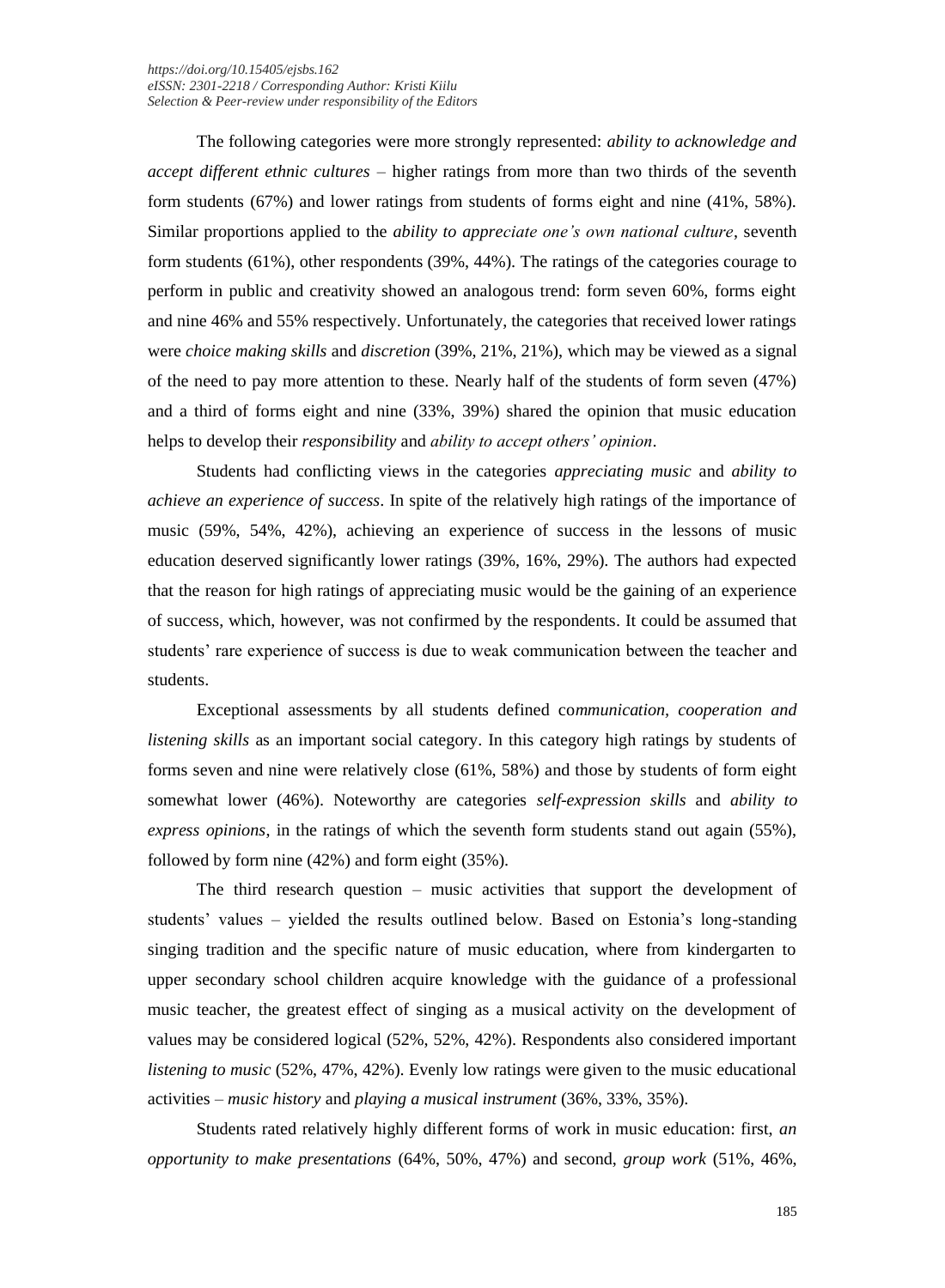The following categories were more strongly represented: *ability to acknowledge and accept different ethnic cultures* – higher ratings from more than two thirds of the seventh form students (67%) and lower ratings from students of forms eight and nine (41%, 58%). Similar proportions applied to the *ability to appreciate one's own national culture*, seventh form students (61%), other respondents (39%, 44%). The ratings of the categories courage to perform in public and creativity showed an analogous trend: form seven 60%, forms eight and nine 46% and 55% respectively. Unfortunately, the categories that received lower ratings were *choice making skills* and *discretion* (39%, 21%, 21%), which may be viewed as a signal of the need to pay more attention to these. Nearly half of the students of form seven (47%) and a third of forms eight and nine (33%, 39%) shared the opinion that music education helps to develop their *responsibility* and *ability to accept others' opinion*.

Students had conflicting views in the categories *appreciating music* and *ability to achieve an experience of success*. In spite of the relatively high ratings of the importance of music (59%, 54%, 42%), achieving an experience of success in the lessons of music education deserved significantly lower ratings (39%, 16%, 29%). The authors had expected that the reason for high ratings of appreciating music would be the gaining of an experience of success, which, however, was not confirmed by the respondents. It could be assumed that students' rare experience of success is due to weak communication between the teacher and students.

Exceptional assessments by all students defined co*mmunication, cooperation and listening skills* as an important social category. In this category high ratings by students of forms seven and nine were relatively close (61%, 58%) and those by students of form eight somewhat lower (46%). Noteworthy are categories *self-expression skills* and *ability to express opinions*, in the ratings of which the seventh form students stand out again (55%), followed by form nine (42%) and form eight (35%).

The third research question – music activities that support the development of students' values – yielded the results outlined below. Based on Estonia's long-standing singing tradition and the specific nature of music education, where from kindergarten to upper secondary school children acquire knowledge with the guidance of a professional music teacher, the greatest effect of singing as a musical activity on the development of values may be considered logical (52%, 52%, 42%). Respondents also considered important *listening to music* (52%, 47%, 42%). Evenly low ratings were given to the music educational activities – *music history* and *playing a musical instrument* (36%, 33%, 35%).

Students rated relatively highly different forms of work in music education: first, *an opportunity to make presentations* (64%, 50%, 47%) and second, *group work* (51%, 46%,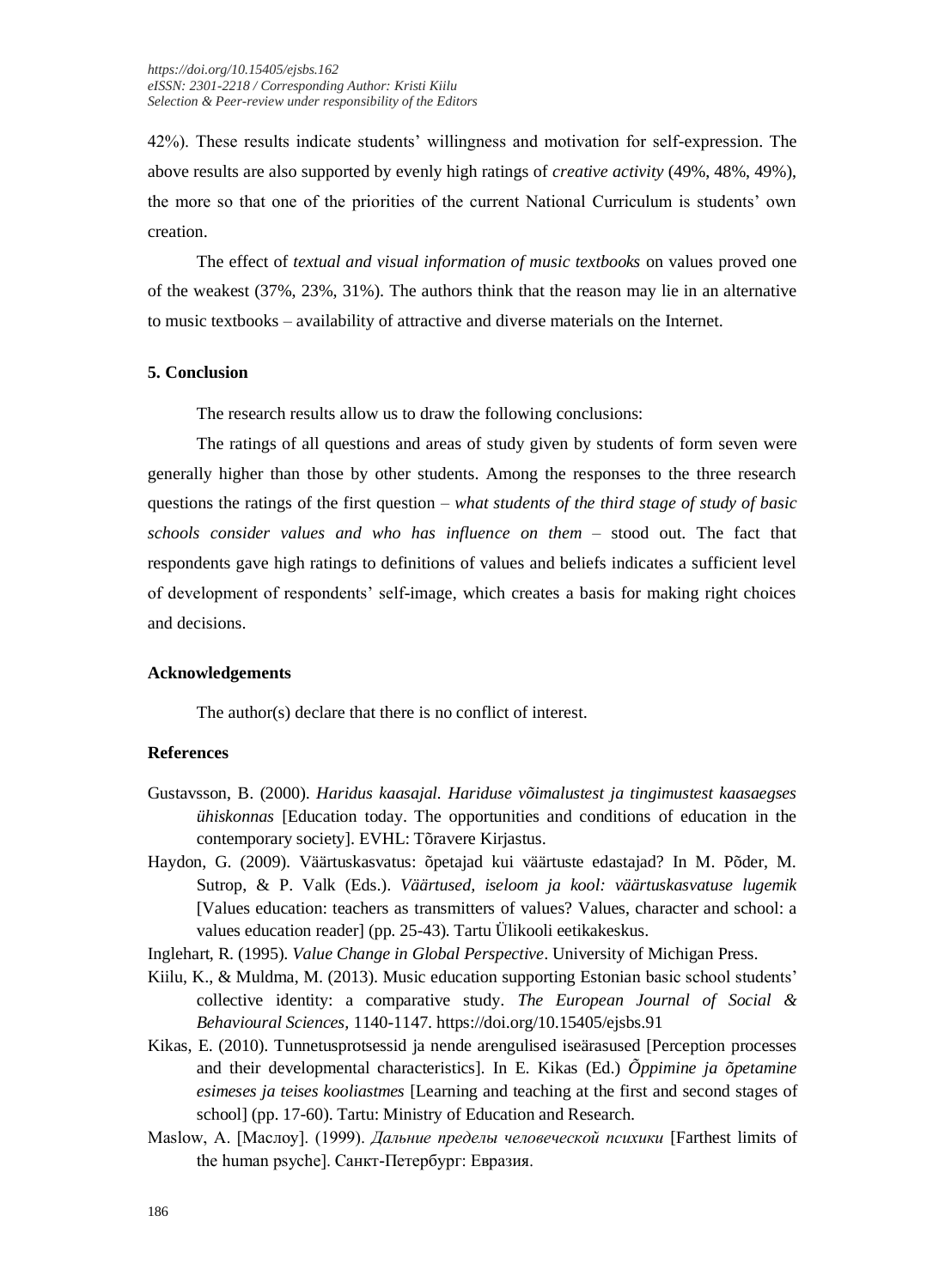42%). These results indicate students' willingness and motivation for self-expression. The above results are also supported by evenly high ratings of *creative activity* (49%, 48%, 49%), the more so that one of the priorities of the current National Curriculum is students' own creation.

The effect of *textual and visual information of music textbooks* on values proved one of the weakest (37%, 23%, 31%). The authors think that the reason may lie in an alternative to music textbooks – availability of attractive and diverse materials on the Internet.

## 5. Conclusion

The research results allow us to draw the following conclusions:

The ratings of all questions and areas of study given by students of form seven were generally higher than those by other students. Among the responses to the three research questions the ratings of the first question – *what students of the third stage of study of basic schools consider values and who has influence on them* – stood out. The fact that respondents gave high ratings to definitions of values and beliefs indicates a sufficient level of development of respondents' self-image, which creates a basis for making right choices and decisions.

## Acknowledgements

The author(s) declare that there is no conflict of interest.

## References

Gustavsson, B. (2000). *Haridus kaasajal. Hariduse võimalustest ja tingimustest kaasaegses ühiskonnas* [Education today. The opportunities and conditions of education in the contemporary society]. EVHL: Tõravere Kirjastus.

Haydon, G. (2009). Väärtuskasvatus: õpetajad kui väärtuste edastajad? In M. Põder, M. Sutrop, & P. Valk (Eds.). *Väärtused, iseloom ja kool: väärtuskasvatuse lugemik* [Values education: teachers as transmitters of values? Values, character and school: a values education reader] (pp. 25-43). Tartu Ülikooli eetikakeskus.

Inglehart, R. (1995). *Value Change in Global Perspective*. University of Michigan Press.

Kiilu, K., & Muldma, M. (2013). Music education supporting Estonian basic school students' collective identity: a comparative study. *The European Journal of Social & Behavioural Sciences*, 1140-1147. https://doi.org/10.15405/ejsbs.91

Kikas, E. (2010). Tunnetusprotsessid ja nende arengulised iseärasused [Perception processes and their developmental characteristics]. In E. Kikas (Ed.) *Õppimine ja õpetamine esimeses ja teises kooliastmes* [Learning and teaching at the first and second stages of school] (pp. 17-60). Tartu: Ministry of Education and Research.

Maslow, A. [Маслоу]. (1999). *Дальние пределы человеческой психики* [Farthest limits of the human psyche]. Санкт-Петербург: Евразия.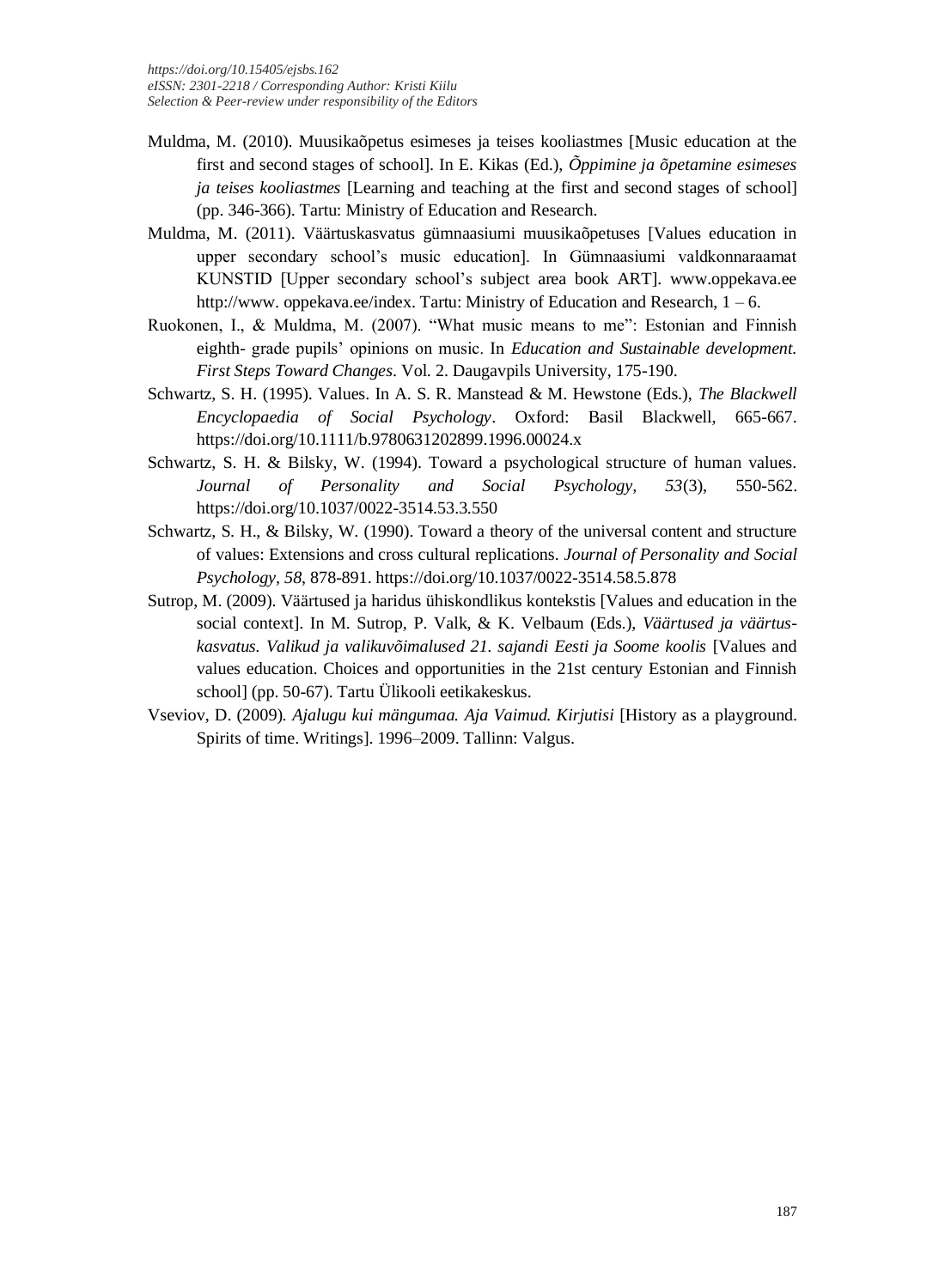Muldma, M. (2010). Muusikaõpetus esimeses ja teises kooliastmes [Music education at the first and second stages of school]. In E. Kikas (Ed.), *Õppimine ja õpetamine esimeses ja teises kooliastmes* [Learning and teaching at the first and second stages of school] (pp. 346-366). Tartu: Ministry of Education and Research.

Muldma, M. (2011). Väärtuskasvatus gümnaasiumi muusikaõpetuses [Values education in upper secondary school's music education]. In Gümnaasiumi valdkonnaraamat KUNSTID [Upper secondary school's subject area book ART]. www.oppekava.ee http://www. oppekava.ee/index. Tartu: Ministry of Education and Research, 1 – 6.

Ruokonen, I., & Muldma, M. (2007). "What music means to me": Estonian and Finnish eighth- grade pupils' opinions on music. In *Education and Sustainable development. First Steps Toward Changes*. Vol. 2. Daugavpils University, 175-190.

Schwartz, S. H. (1995). Values. In A. S. R. Manstead & M. Hewstone (Eds.), *The Blackwell Encyclopaedia of Social Psychology*. Oxford: Basil Blackwell, 665-667. https://doi.org/10.1111/b.9780631202899.1996.00024.x

Schwartz, S. H. & Bilsky, W. (1994). Toward a psychological structure of human values. *Journal of Personality and Social Psychology*, *53*(3), 550-562. https://doi.org/10.1037/0022-3514.53.3.550

Schwartz, S. H., & Bilsky, W. (1990). Toward a theory of the universal content and structure of values: Extensions and cross cultural replications. *Journal of Personality and Social Psychology, 58*, 878-891. https://doi.org/10.1037/0022-3514.58.5.878

Sutrop, M. (2009). Väärtused ja haridus ühiskondlikus kontekstis [Values and education in the social context]. In M. Sutrop, P. Valk, & K. Velbaum (Eds.), *Väärtused ja väärtus-kasvatus. Valikud ja valikuvõimalused 21. sajandi Eesti ja Soome koolis* [Values and values education. Choices and opportunities in the 21st century Estonian and Finnish school] (pp. 50-67). Tartu Ülikooli eetikakeskus.

Vseviov, D. (2009). *Ajalugu kui mängumaa. Aja Vaimud. Kirjutisi* [History as a playground. Spirits of time. Writings]. 1996–2009. Tallinn: Valgus.